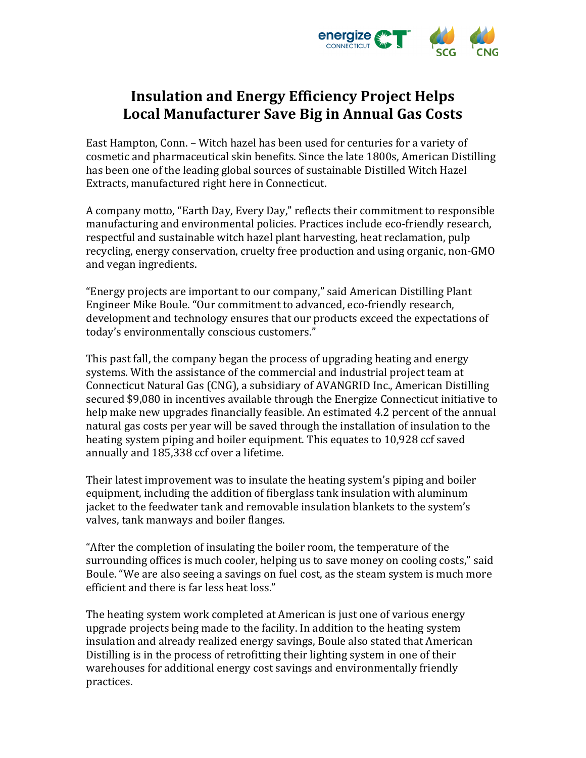# Insulation and Energy Efficiency Project Helps Local Manufacturer Save Big in Annual Gas Costs

East Hampton, Conn. – Witch hazel has been used for centuries for a variety of cosmetic and pharmaceutical skin benefits. Since the late 1800s, American Distilling has been one of the leading global sources of sustainable Distilled Witch Hazel Extracts, manufactured right here in Connecticut.

A company motto, "Earth Day, Every Day," reflects their commitment to responsible manufacturing and environmental policies. Practices include eco-friendly research, respectful and sustainable witch hazel plant harvesting, heat reclamation, pulp recycling, energy conservation, cruelty free production and using organic, non-GMO and vegan ingredients.

"Energy projects are important to our company," said American Distilling Plant Engineer Mike Boule. "Our commitment to advanced, eco-friendly research, development and technology ensures that our products exceed the expectations of today's environmentally conscious customers."

This past fall, the company began the process of upgrading heating and energy systems. With the assistance of the commercial and industrial project team at Connecticut Natural Gas (CNG), a subsidiary of AVANGRID Inc., American Distilling secured $9,080 in incentives available through the Energize Connecticut initiative to help make new upgrades financially feasible. An estimated 4.2 percent of the annual natural gas costs per year will be saved through the installation of insulation to the heating system piping and boiler equipment. This equates to 10,928 ccf saved annually and 185,338 ccf over a lifetime.

Their latest improvement was to insulate the heating system's piping and boiler equipment, including the addition of fiberglass tank insulation with aluminum jacket to the feedwater tank and removable insulation blankets to the system's valves, tank manways and boiler flanges.

"After the completion of insulating the boiler room, the temperature of the surrounding offices is much cooler, helping us to save money on cooling costs," said Boule. "We are also seeing a savings on fuel cost, as the steam system is much more efficient and there is far less heat loss."

The heating system work completed at American is just one of various energy upgrade projects being made to the facility. In addition to the heating system insulation and already realized energy savings, Boule also stated that American Distilling is in the process of retrofitting their lighting system in one of their warehouses for additional energy cost savings and environmentally friendly practices.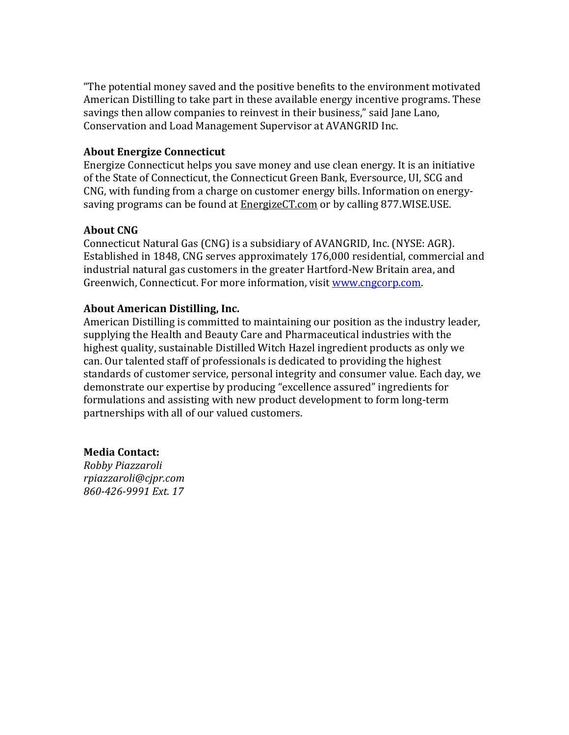"The potential money saved and the positive benefits to the environment motivated American Distilling to take part in these available energy incentive programs. These savings then allow companies to reinvest in their business," said Jane Lano, Conservation and Load Management Supervisor at AVANGRID Inc.

**About Energize Connecticut**
Energize Connecticut helps you save money and use clean energy. It is an initiative of the State of Connecticut, the Connecticut Green Bank, Eversource, UI, SCG and CNG, with funding from a charge on customer energy bills. Information on energy-saving programs can be found at EnergizeCT.com or by calling 877.WISE.USE.

**About CNG**
Connecticut Natural Gas (CNG) is a subsidiary of AVANGRID, Inc. (NYSE: AGR). Established in 1848, CNG serves approximately 176,000 residential, commercial and industrial natural gas customers in the greater Hartford-New Britain area, and Greenwich, Connecticut. For more information, visit www.cngcorp.com.

**About American Distilling, Inc.**
American Distilling is committed to maintaining our position as the industry leader, supplying the Health and Beauty Care and Pharmaceutical industries with the highest quality, sustainable Distilled Witch Hazel ingredient products as only we can. Our talented staff of professionals is dedicated to providing the highest standards of customer service, personal integrity and consumer value. Each day, we demonstrate our expertise by producing "excellence assured" ingredients for formulations and assisting with new product development to form long-term partnerships with all of our valued customers.

**Media Contact:**
*Robby Piazzaroli*
*rpiazzaroli@cjpr.com*
*860-426-9991 Ext. 17*